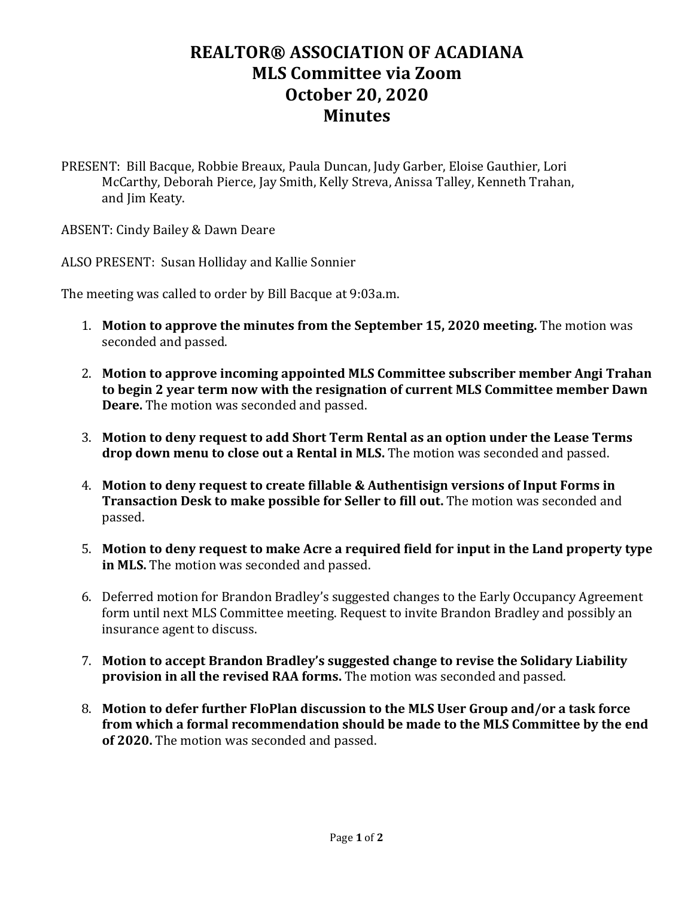# REALTOR® ASSOCIATION OF ACADIANA
# MLS Committee via Zoom
# October 20, 2020
# Minutes

PRESENT: Bill Bacque, Robbie Breaux, Paula Duncan, Judy Garber, Eloise Gauthier, Lori McCarthy, Deborah Pierce, Jay Smith, Kelly Streva, Anissa Talley, Kenneth Trahan, and Jim Keaty.

ABSENT: Cindy Bailey & Dawn Deare

ALSO PRESENT: Susan Holliday and Kallie Sonnier

The meeting was called to order by Bill Bacque at 9:03a.m.

1. **Motion to approve the minutes from the September 15, 2020 meeting.** The motion was seconded and passed.

2. **Motion to approve incoming appointed MLS Committee subscriber member Angi Trahan to begin 2 year term now with the resignation of current MLS Committee member Dawn Deare.** The motion was seconded and passed.

3. **Motion to deny request to add Short Term Rental as an option under the Lease Terms drop down menu to close out a Rental in MLS.** The motion was seconded and passed.

4. **Motion to deny request to create fillable & Authentisign versions of Input Forms in Transaction Desk to make possible for Seller to fill out.** The motion was seconded and passed.

5. **Motion to deny request to make Acre a required field for input in the Land property type in MLS.** The motion was seconded and passed.

6. Deferred motion for Brandon Bradley's suggested changes to the Early Occupancy Agreement form until next MLS Committee meeting. Request to invite Brandon Bradley and possibly an insurance agent to discuss.

7. **Motion to accept Brandon Bradley's suggested change to revise the Solidary Liability provision in all the revised RAA forms.** The motion was seconded and passed.

8. **Motion to defer further FloPlan discussion to the MLS User Group and/or a task force from which a formal recommendation should be made to the MLS Committee by the end of 2020.** The motion was seconded and passed.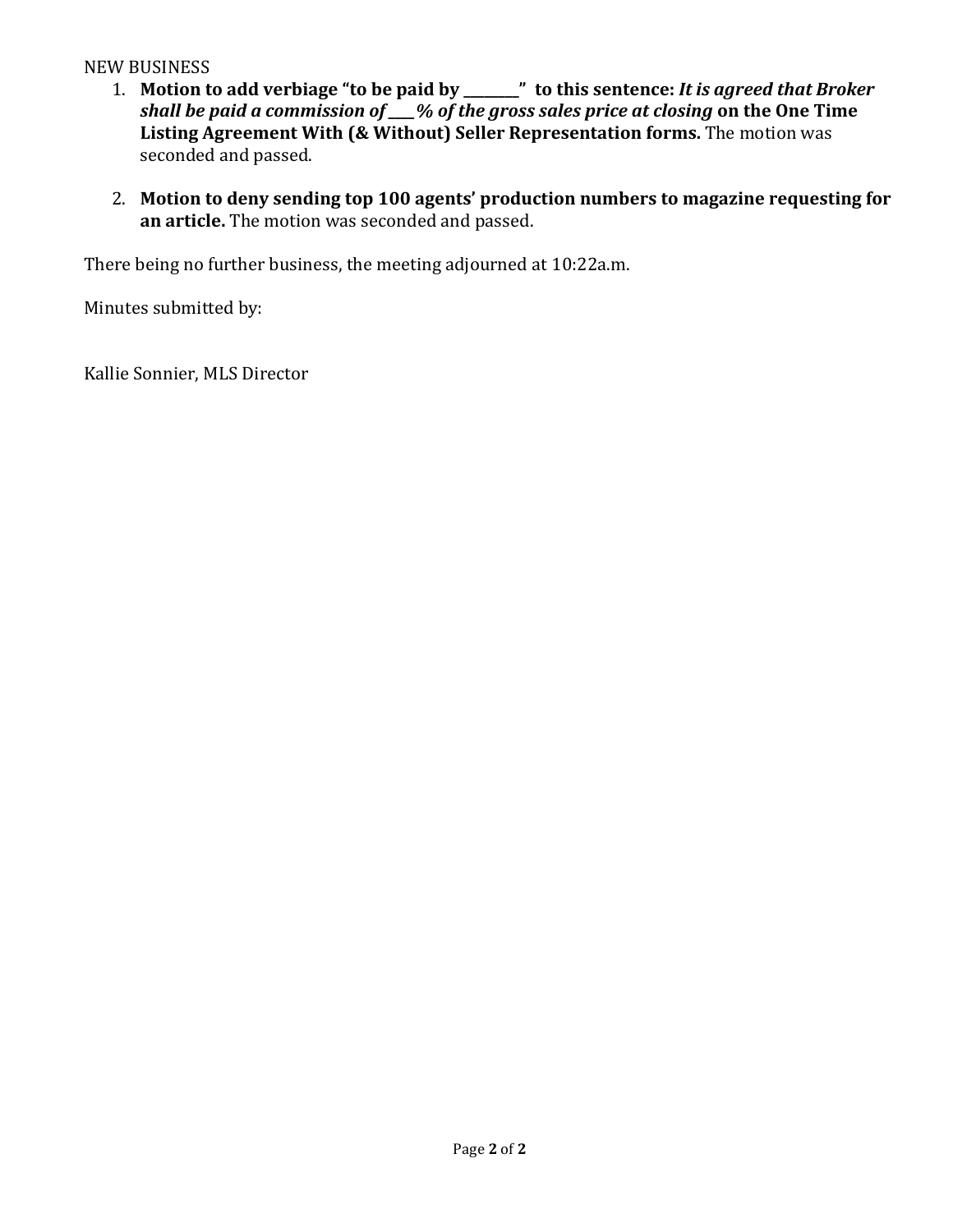NEW BUSINESS

1. **Motion to add verbiage "to be paid by ________" to this sentence:** ***It is agreed that Broker shall be paid a commission of ____% of the gross sales price at closing*** **on the One Time Listing Agreement With (& Without) Seller Representation forms.** The motion was seconded and passed.

2. **Motion to deny sending top 100 agents' production numbers to magazine requesting for an article.** The motion was seconded and passed.

There being no further business, the meeting adjourned at 10:22a.m.

Minutes submitted by:

Kallie Sonnier, MLS Director